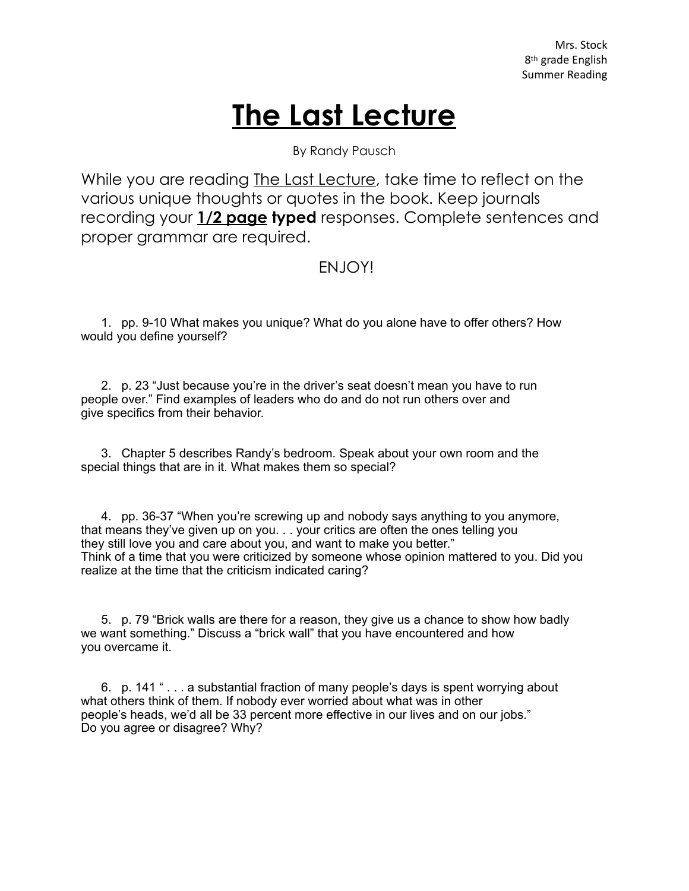Mrs. Stock
8th grade English
Summer Reading

# The Last Lecture

By Randy Pausch

While you are reading <u>The Last Lecture</u>, take time to reflect on the various unique thoughts or quotes in the book. Keep journals recording your **<u>1/2 page</u> typed** responses. Complete sentences and proper grammar are required.

ENJOY!

1. pp. 9-10 What makes you unique? What do you alone have to offer others? How would you define yourself?

2. p. 23 “Just because you’re in the driver’s seat doesn’t mean you have to run people over.” Find examples of leaders who do and do not run others over and give specifics from their behavior.

3. Chapter 5 describes Randy’s bedroom. Speak about your own room and the special things that are in it. What makes them so special?

4. pp. 36-37 “When you’re screwing up and nobody says anything to you anymore, that means they’ve given up on you. . . your critics are often the ones telling you they still love you and care about you, and want to make you better.” Think of a time that you were criticized by someone whose opinion mattered to you. Did you realize at the time that the criticism indicated caring?

5. p. 79 “Brick walls are there for a reason, they give us a chance to show how badly we want something.” Discuss a “brick wall” that you have encountered and how you overcame it.

6. p. 141 “ . . . a substantial fraction of many people’s days is spent worrying about what others think of them. If nobody ever worried about what was in other people’s heads, we’d all be 33 percent more effective in our lives and on our jobs.” Do you agree or disagree? Why?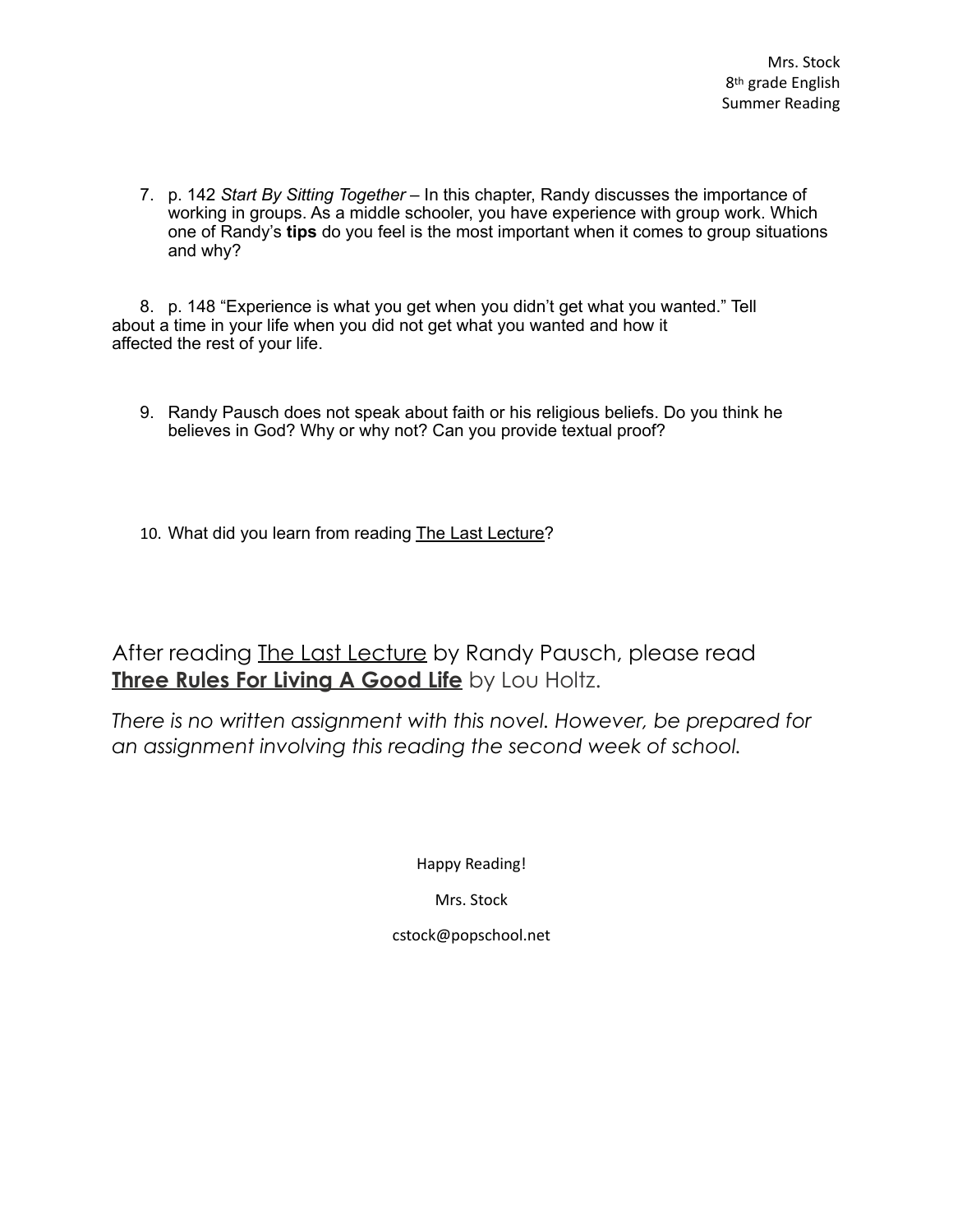7. p. 142 *Start By Sitting Together* – In this chapter, Randy discusses the importance of working in groups. As a middle schooler, you have experience with group work. Which one of Randy's **tips** do you feel is the most important when it comes to group situations and why?

8. p. 148 "Experience is what you get when you didn't get what you wanted." Tell about a time in your life when you did not get what you wanted and how it affected the rest of your life.

9. Randy Pausch does not speak about faith or his religious beliefs. Do you think he believes in God? Why or why not? Can you provide textual proof?

10. What did you learn from reading The Last Lecture?

After reading The Last Lecture by Randy Pausch, please read **Three Rules For Living A Good Life** by Lou Holtz.

*There is no written assignment with this novel. However, be prepared for an assignment involving this reading the second week of school.*

Happy Reading!

Mrs. Stock

cstock@popschool.net